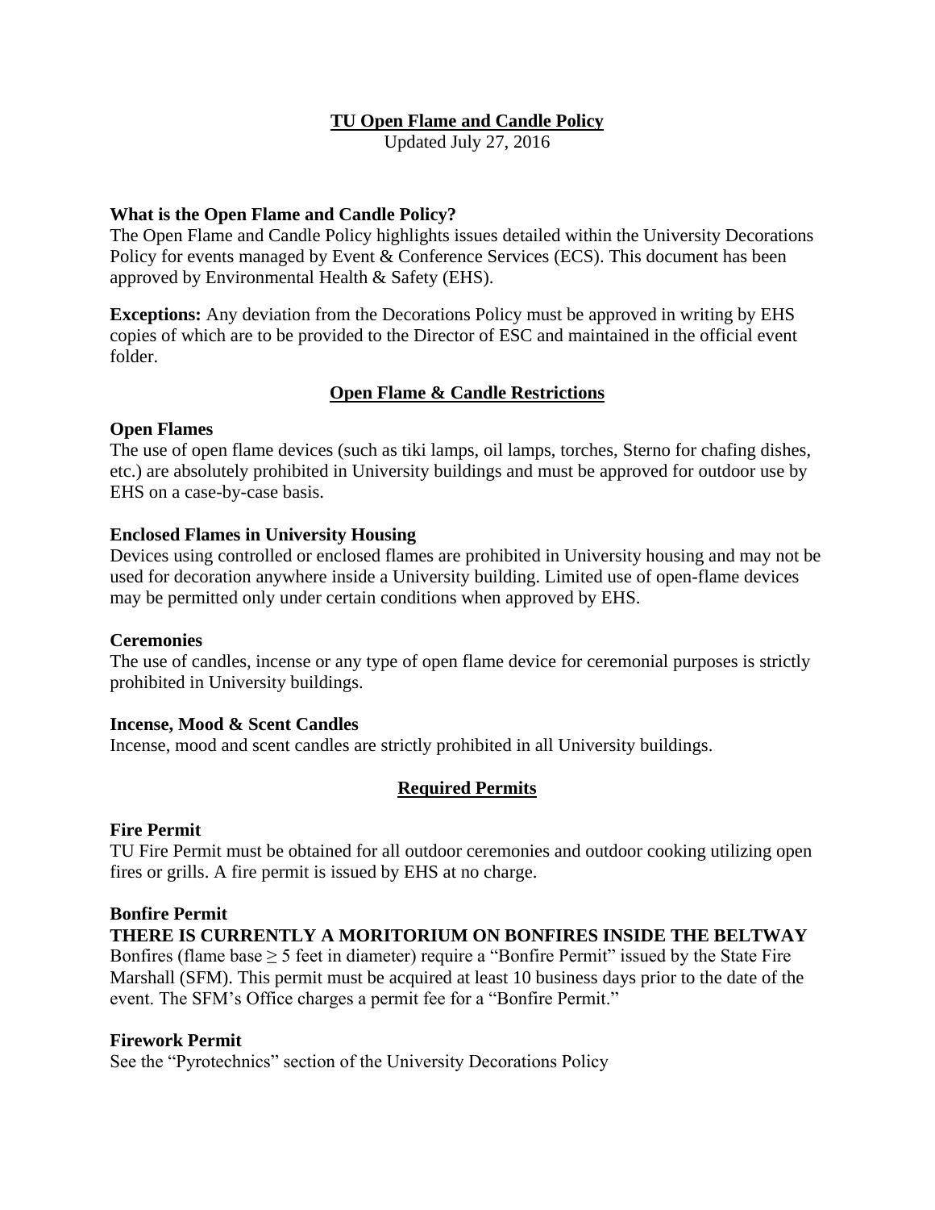# TU Open Flame and Candle Policy

Updated July 27, 2016

**What is the Open Flame and Candle Policy?**

The Open Flame and Candle Policy highlights issues detailed within the University Decorations Policy for events managed by Event & Conference Services (ECS). This document has been approved by Environmental Health & Safety (EHS).

**Exceptions:** Any deviation from the Decorations Policy must be approved in writing by EHS copies of which are to be provided to the Director of ESC and maintained in the official event folder.

## Open Flame & Candle Restrictions

**Open Flames**

The use of open flame devices (such as tiki lamps, oil lamps, torches, Sterno for chafing dishes, etc.) are absolutely prohibited in University buildings and must be approved for outdoor use by EHS on a case-by-case basis.

**Enclosed Flames in University Housing**

Devices using controlled or enclosed flames are prohibited in University housing and may not be used for decoration anywhere inside a University building. Limited use of open-flame devices may be permitted only under certain conditions when approved by EHS.

**Ceremonies**

The use of candles, incense or any type of open flame device for ceremonial purposes is strictly prohibited in University buildings.

**Incense, Mood & Scent Candles**

Incense, mood and scent candles are strictly prohibited in all University buildings.

## Required Permits

**Fire Permit**

TU Fire Permit must be obtained for all outdoor ceremonies and outdoor cooking utilizing open fires or grills. A fire permit is issued by EHS at no charge.

**Bonfire Permit**

**THERE IS CURRENTLY A MORITORIUM ON BONFIRES INSIDE THE BELTWAY**

Bonfires (flame base ≥ 5 feet in diameter) require a "Bonfire Permit" issued by the State Fire Marshall (SFM). This permit must be acquired at least 10 business days prior to the date of the event. The SFM's Office charges a permit fee for a "Bonfire Permit."

**Firework Permit**

See the "Pyrotechnics" section of the University Decorations Policy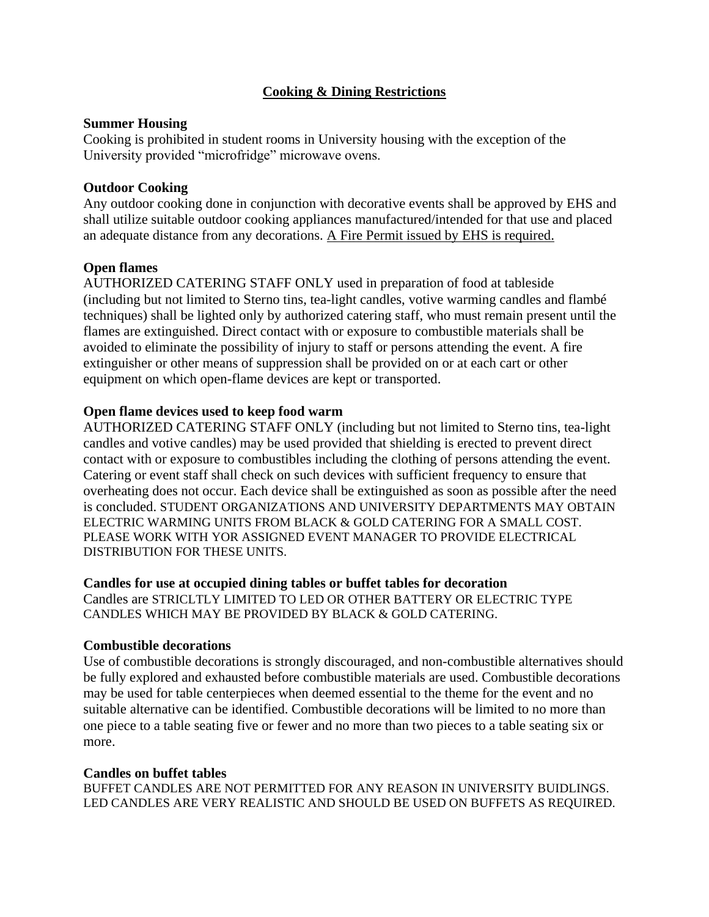## Cooking & Dining Restrictions

**Summer Housing**
Cooking is prohibited in student rooms in University housing with the exception of the University provided "microfridge" microwave ovens.

**Outdoor Cooking**
Any outdoor cooking done in conjunction with decorative events shall be approved by EHS and shall utilize suitable outdoor cooking appliances manufactured/intended for that use and placed an adequate distance from any decorations. <u>A Fire Permit issued by EHS is required.</u>

**Open flames**
AUTHORIZED CATERING STAFF ONLY used in preparation of food at tableside (including but not limited to Sterno tins, tea-light candles, votive warming candles and flambé techniques) shall be lighted only by authorized catering staff, who must remain present until the flames are extinguished. Direct contact with or exposure to combustible materials shall be avoided to eliminate the possibility of injury to staff or persons attending the event. A fire extinguisher or other means of suppression shall be provided on or at each cart or other equipment on which open-flame devices are kept or transported.

**Open flame devices used to keep food warm**
AUTHORIZED CATERING STAFF ONLY (including but not limited to Sterno tins, tea-light candles and votive candles) may be used provided that shielding is erected to prevent direct contact with or exposure to combustibles including the clothing of persons attending the event. Catering or event staff shall check on such devices with sufficient frequency to ensure that overheating does not occur. Each device shall be extinguished as soon as possible after the need is concluded. STUDENT ORGANIZATIONS AND UNIVERSITY DEPARTMENTS MAY OBTAIN ELECTRIC WARMING UNITS FROM BLACK & GOLD CATERING FOR A SMALL COST. PLEASE WORK WITH YOR ASSIGNED EVENT MANAGER TO PROVIDE ELECTRICAL DISTRIBUTION FOR THESE UNITS.

**Candles for use at occupied dining tables or buffet tables for decoration**
Candles are STRICLTLY LIMITED TO LED OR OTHER BATTERY OR ELECTRIC TYPE CANDLES WHICH MAY BE PROVIDED BY BLACK & GOLD CATERING.

**Combustible decorations**
Use of combustible decorations is strongly discouraged, and non-combustible alternatives should be fully explored and exhausted before combustible materials are used. Combustible decorations may be used for table centerpieces when deemed essential to the theme for the event and no suitable alternative can be identified. Combustible decorations will be limited to no more than one piece to a table seating five or fewer and no more than two pieces to a table seating six or more.

**Candles on buffet tables**
BUFFET CANDLES ARE NOT PERMITTED FOR ANY REASON IN UNIVERSITY BUIDLINGS. LED CANDLES ARE VERY REALISTIC AND SHOULD BE USED ON BUFFETS AS REQUIRED.